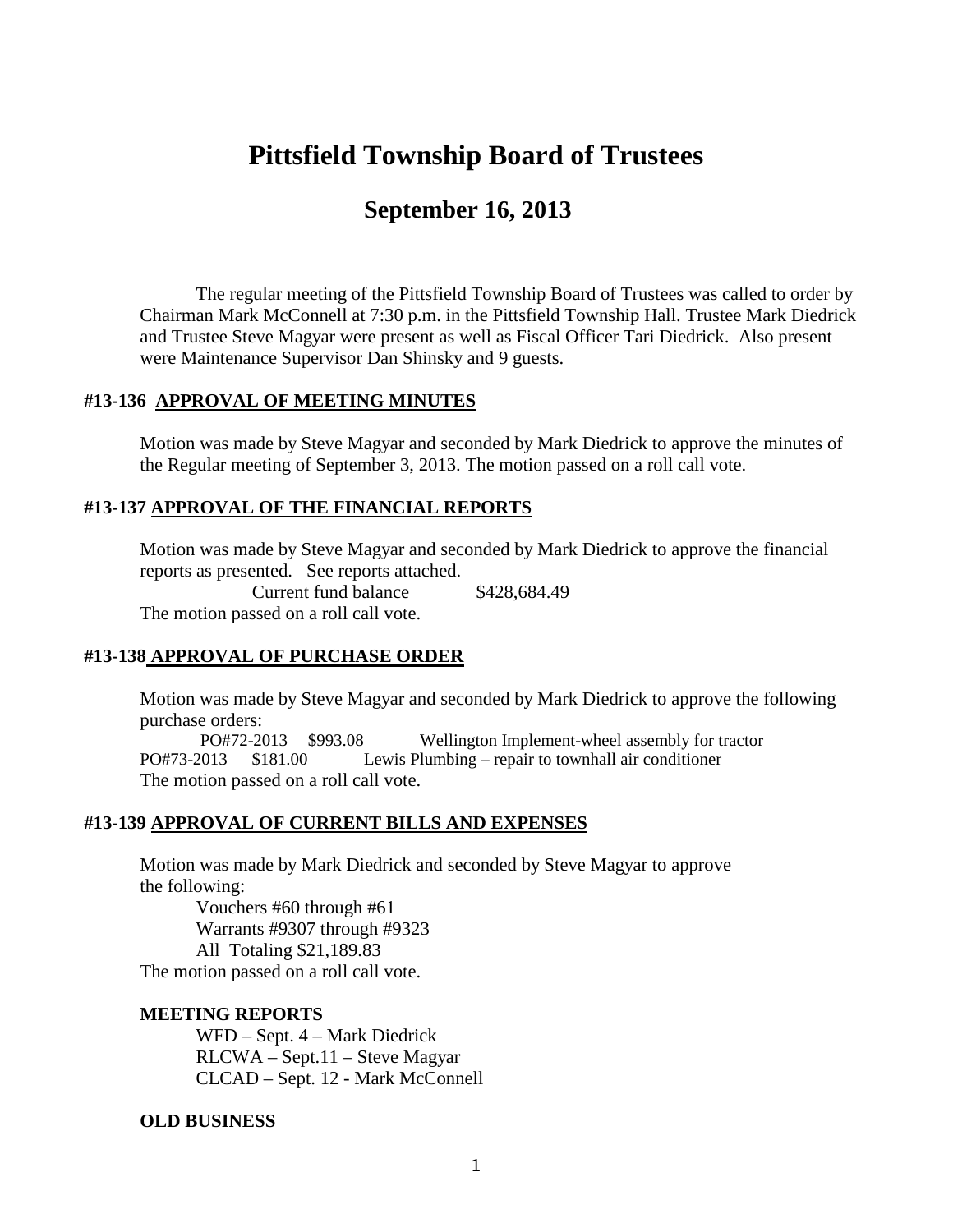# Pittsfield Township Board of Trustees

## September 16, 2013

The regular meeting of the Pittsfield Township Board of Trustees was called to order by Chairman Mark McConnell at 7:30 p.m. in the Pittsfield Township Hall. Trustee Mark Diedrick and Trustee Steve Magyar were present as well as Fiscal Officer Tari Diedrick. Also present were Maintenance Supervisor Dan Shinsky and 9 guests.

### #13-136 APPROVAL OF MEETING MINUTES

Motion was made by Steve Magyar and seconded by Mark Diedrick to approve the minutes of the Regular meeting of September 3, 2013. The motion passed on a roll call vote.

### #13-137 APPROVAL OF THE FINANCIAL REPORTS

Motion was made by Steve Magyar and seconded by Mark Diedrick to approve the financial reports as presented. See reports attached.

Current fund balance $428,684.49

The motion passed on a roll call vote.

### #13-138 APPROVAL OF PURCHASE ORDER

Motion was made by Steve Magyar and seconded by Mark Diedrick to approve the following purchase orders:

PO#72-2013 $993.08 Wellington Implement-wheel assembly for tractor
PO#73-2013 $181.00 Lewis Plumbing – repair to townhall air conditioner

The motion passed on a roll call vote.

### #13-139 APPROVAL OF CURRENT BILLS AND EXPENSES

Motion was made by Mark Diedrick and seconded by Steve Magyar to approve the following:

Vouchers #60 through #61
Warrants #9307 through #9323
All Totaling $21,189.83

The motion passed on a roll call vote.

**MEETING REPORTS**

WFD – Sept. 4 – Mark Diedrick
RLCWA – Sept.11 – Steve Magyar
CLCAD – Sept. 12 - Mark McConnell

**OLD BUSINESS**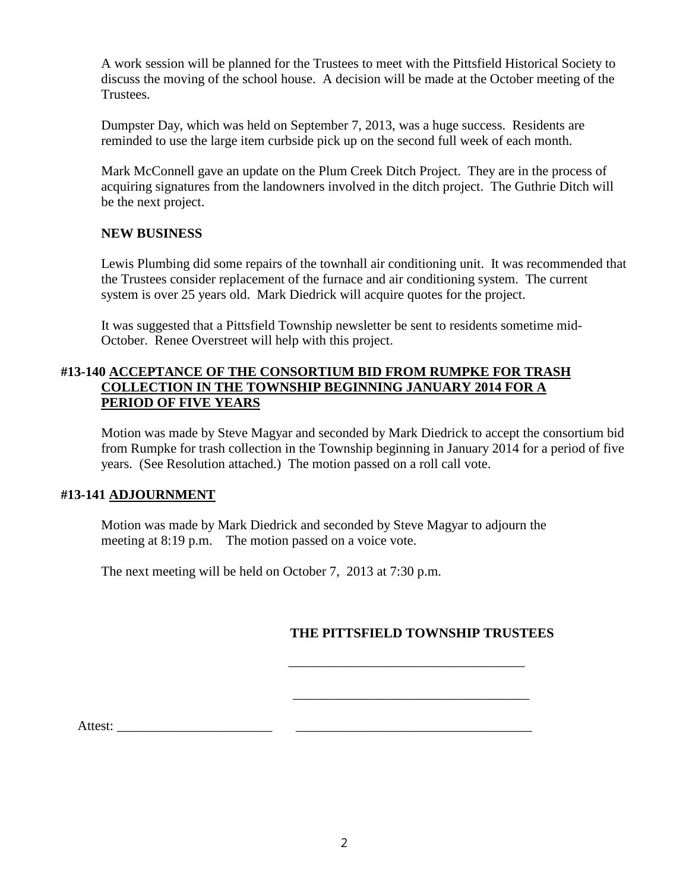A work session will be planned for the Trustees to meet with the Pittsfield Historical Society to discuss the moving of the school house. A decision will be made at the October meeting of the Trustees.

Dumpster Day, which was held on September 7, 2013, was a huge success. Residents are reminded to use the large item curbside pick up on the second full week of each month.

Mark McConnell gave an update on the Plum Creek Ditch Project. They are in the process of acquiring signatures from the landowners involved in the ditch project. The Guthrie Ditch will be the next project.

**NEW BUSINESS**

Lewis Plumbing did some repairs of the townhall air conditioning unit. It was recommended that the Trustees consider replacement of the furnace and air conditioning system. The current system is over 25 years old. Mark Diedrick will acquire quotes for the project.

It was suggested that a Pittsfield Township newsletter be sent to residents sometime mid-October. Renee Overstreet will help with this project.

**#13-140 ACCEPTANCE OF THE CONSORTIUM BID FROM RUMPKE FOR TRASH COLLECTION IN THE TOWNSHIP BEGINNING JANUARY 2014 FOR A PERIOD OF FIVE YEARS**

Motion was made by Steve Magyar and seconded by Mark Diedrick to accept the consortium bid from Rumpke for trash collection in the Township beginning in January 2014 for a period of five years. (See Resolution attached.) The motion passed on a roll call vote.

**#13-141 ADJOURNMENT**

Motion was made by Mark Diedrick and seconded by Steve Magyar to adjourn the meeting at 8:19 p.m. The motion passed on a voice vote.

The next meeting will be held on October 7, 2013 at 7:30 p.m.

**THE PITTSFIELD TOWNSHIP TRUSTEES**

\_\_\_\_\_\_\_\_\_\_\_\_\_\_\_\_\_\_\_\_\_\_\_\_\_\_\_\_\_\_\_\_\_\_\_

\_\_\_\_\_\_\_\_\_\_\_\_\_\_\_\_\_\_\_\_\_\_\_\_\_\_\_\_\_\_\_\_\_\_\_

Attest: \_\_\_\_\_\_\_\_\_\_\_\_\_\_\_\_\_\_\_\_\_\_\_\_ \_\_\_\_\_\_\_\_\_\_\_\_\_\_\_\_\_\_\_\_\_\_\_\_\_\_\_\_\_\_\_\_\_\_\_